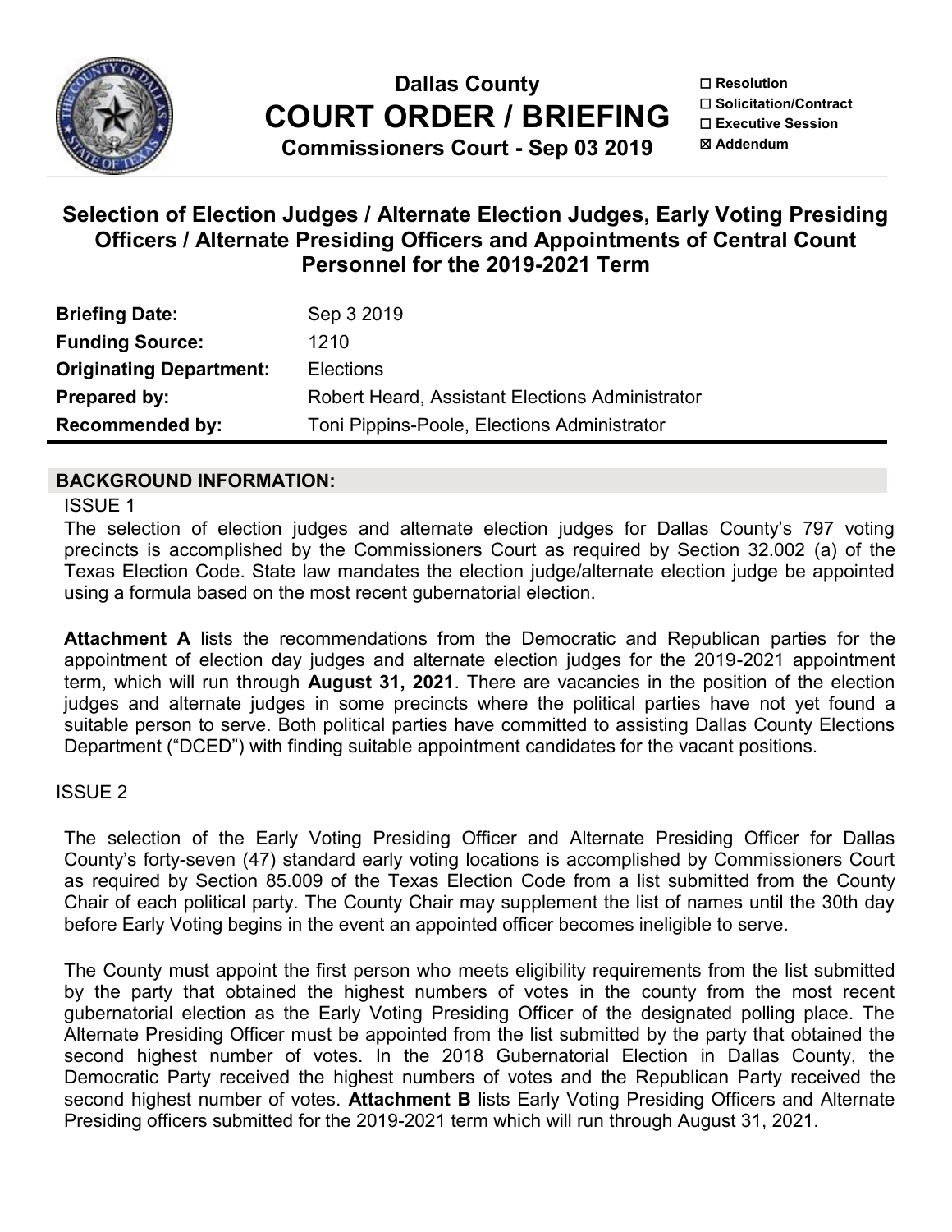# Dallas County
# COURT ORDER / BRIEFING
**Commissioners Court - Sep 03 2019**

☐ Resolution
☐ Solicitation/Contract
☐ Executive Session
☒ Addendum

## Selection of Election Judges / Alternate Election Judges, Early Voting Presiding Officers / Alternate Presiding Officers and Appointments of Central Count Personnel for the 2019-2021 Term

| | |
|---|---|
| **Briefing Date:** | Sep 3 2019 |
| **Funding Source:** | 1210 |
| **Originating Department:** | Elections |
| **Prepared by:** | Robert Heard, Assistant Elections Administrator |
| **Recommended by:** | Toni Pippins-Poole, Elections Administrator |

### BACKGROUND INFORMATION:

ISSUE 1

The selection of election judges and alternate election judges for Dallas County's 797 voting precincts is accomplished by the Commissioners Court as required by Section 32.002 (a) of the Texas Election Code. State law mandates the election judge/alternate election judge be appointed using a formula based on the most recent gubernatorial election.

**Attachment A** lists the recommendations from the Democratic and Republican parties for the appointment of election day judges and alternate election judges for the 2019-2021 appointment term, which will run through **August 31, 2021**. There are vacancies in the position of the election judges and alternate judges in some precincts where the political parties have not yet found a suitable person to serve. Both political parties have committed to assisting Dallas County Elections Department ("DCED") with finding suitable appointment candidates for the vacant positions.

ISSUE 2

The selection of the Early Voting Presiding Officer and Alternate Presiding Officer for Dallas County's forty-seven (47) standard early voting locations is accomplished by Commissioners Court as required by Section 85.009 of the Texas Election Code from a list submitted from the County Chair of each political party. The County Chair may supplement the list of names until the 30th day before Early Voting begins in the event an appointed officer becomes ineligible to serve.

The County must appoint the first person who meets eligibility requirements from the list submitted by the party that obtained the highest numbers of votes in the county from the most recent gubernatorial election as the Early Voting Presiding Officer of the designated polling place. The Alternate Presiding Officer must be appointed from the list submitted by the party that obtained the second highest number of votes. In the 2018 Gubernatorial Election in Dallas County, the Democratic Party received the highest numbers of votes and the Republican Party received the second highest number of votes. **Attachment B** lists Early Voting Presiding Officers and Alternate Presiding officers submitted for the 2019-2021 term which will run through August 31, 2021.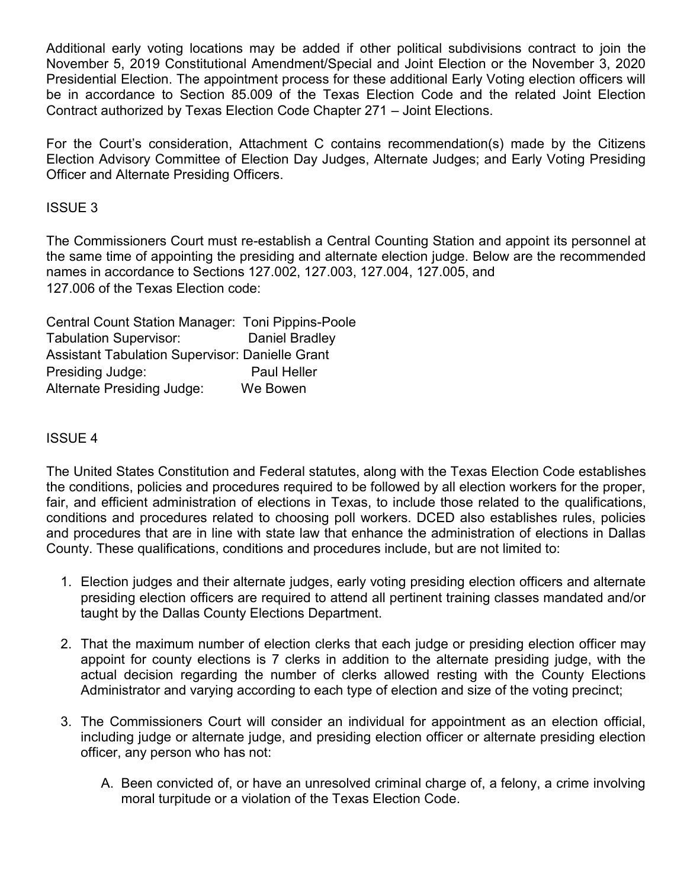Additional early voting locations may be added if other political subdivisions contract to join the November 5, 2019 Constitutional Amendment/Special and Joint Election or the November 3, 2020 Presidential Election. The appointment process for these additional Early Voting election officers will be in accordance to Section 85.009 of the Texas Election Code and the related Joint Election Contract authorized by Texas Election Code Chapter 271 – Joint Elections.

For the Court's consideration, Attachment C contains recommendation(s) made by the Citizens Election Advisory Committee of Election Day Judges, Alternate Judges; and Early Voting Presiding Officer and Alternate Presiding Officers.

## ISSUE 3

The Commissioners Court must re-establish a Central Counting Station and appoint its personnel at the same time of appointing the presiding and alternate election judge. Below are the recommended names in accordance to Sections 127.002, 127.003, 127.004, 127.005, and 127.006 of the Texas Election code:

Central Count Station Manager: Toni Pippins-Poole
Tabulation Supervisor: Daniel Bradley
Assistant Tabulation Supervisor: Danielle Grant
Presiding Judge: Paul Heller
Alternate Presiding Judge: We Bowen

## ISSUE 4

The United States Constitution and Federal statutes, along with the Texas Election Code establishes the conditions, policies and procedures required to be followed by all election workers for the proper, fair, and efficient administration of elections in Texas, to include those related to the qualifications, conditions and procedures related to choosing poll workers. DCED also establishes rules, policies and procedures that are in line with state law that enhance the administration of elections in Dallas County. These qualifications, conditions and procedures include, but are not limited to:

1. Election judges and their alternate judges, early voting presiding election officers and alternate presiding election officers are required to attend all pertinent training classes mandated and/or taught by the Dallas County Elections Department.

2. That the maximum number of election clerks that each judge or presiding election officer may appoint for county elections is 7 clerks in addition to the alternate presiding judge, with the actual decision regarding the number of clerks allowed resting with the County Elections Administrator and varying according to each type of election and size of the voting precinct;

3. The Commissioners Court will consider an individual for appointment as an election official, including judge or alternate judge, and presiding election officer or alternate presiding election officer, any person who has not:

   A. Been convicted of, or have an unresolved criminal charge of, a felony, a crime involving moral turpitude or a violation of the Texas Election Code.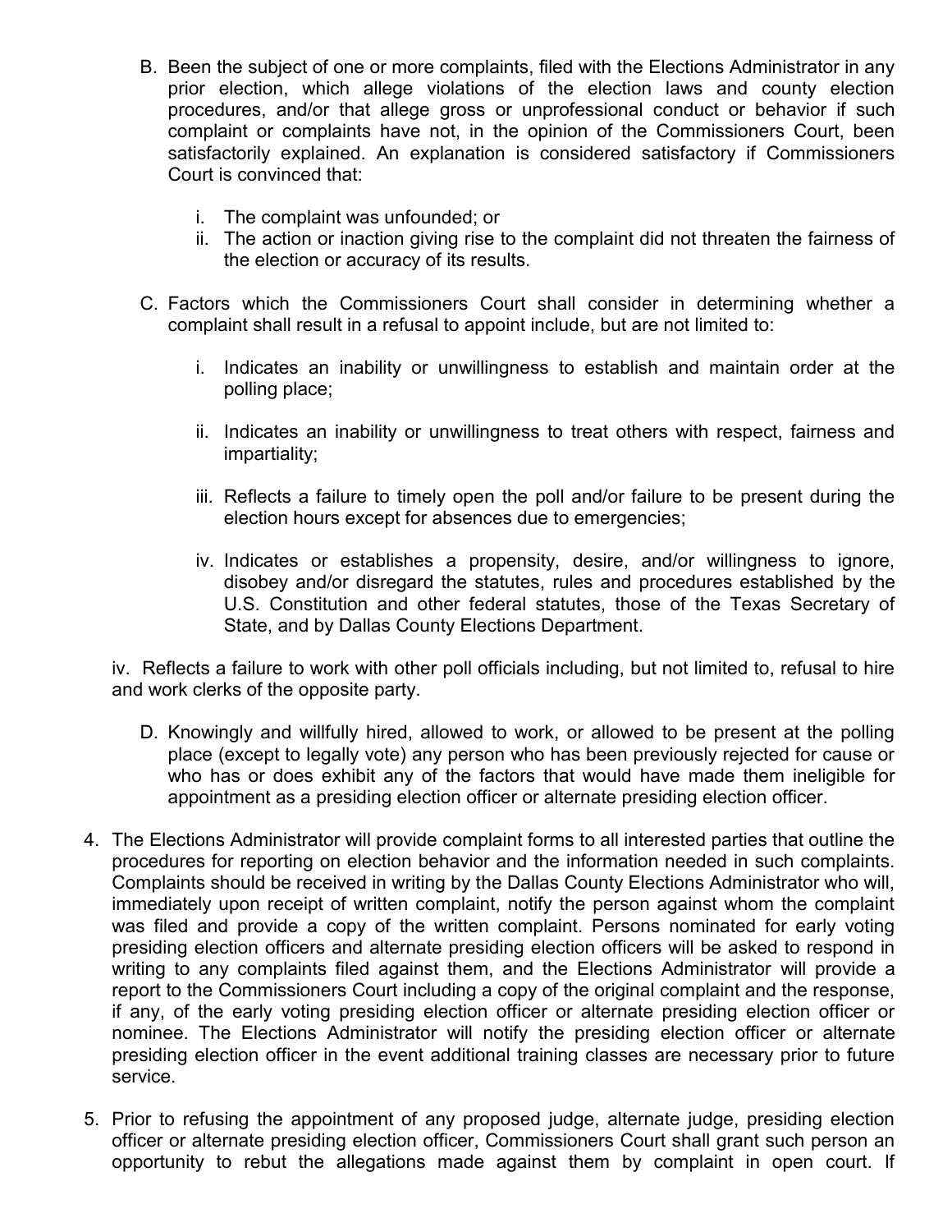B. Been the subject of one or more complaints, filed with the Elections Administrator in any prior election, which allege violations of the election laws and county election procedures, and/or that allege gross or unprofessional conduct or behavior if such complaint or complaints have not, in the opinion of the Commissioners Court, been satisfactorily explained. An explanation is considered satisfactory if Commissioners Court is convinced that:

   i. The complaint was unfounded; or
   ii. The action or inaction giving rise to the complaint did not threaten the fairness of the election or accuracy of its results.

C. Factors which the Commissioners Court shall consider in determining whether a complaint shall result in a refusal to appoint include, but are not limited to:

   i. Indicates an inability or unwillingness to establish and maintain order at the polling place;

   ii. Indicates an inability or unwillingness to treat others with respect, fairness and impartiality;

   iii. Reflects a failure to timely open the poll and/or failure to be present during the election hours except for absences due to emergencies;

   iv. Indicates or establishes a propensity, desire, and/or willingness to ignore, disobey and/or disregard the statutes, rules and procedures established by the U.S. Constitution and other federal statutes, those of the Texas Secretary of State, and by Dallas County Elections Department.

iv. Reflects a failure to work with other poll officials including, but not limited to, refusal to hire and work clerks of the opposite party.

D. Knowingly and willfully hired, allowed to work, or allowed to be present at the polling place (except to legally vote) any person who has been previously rejected for cause or who has or does exhibit any of the factors that would have made them ineligible for appointment as a presiding election officer or alternate presiding election officer.

4. The Elections Administrator will provide complaint forms to all interested parties that outline the procedures for reporting on election behavior and the information needed in such complaints. Complaints should be received in writing by the Dallas County Elections Administrator who will, immediately upon receipt of written complaint, notify the person against whom the complaint was filed and provide a copy of the written complaint. Persons nominated for early voting presiding election officers and alternate presiding election officers will be asked to respond in writing to any complaints filed against them, and the Elections Administrator will provide a report to the Commissioners Court including a copy of the original complaint and the response, if any, of the early voting presiding election officer or alternate presiding election officer or nominee. The Elections Administrator will notify the presiding election officer or alternate presiding election officer in the event additional training classes are necessary prior to future service.

5. Prior to refusing the appointment of any proposed judge, alternate judge, presiding election officer or alternate presiding election officer, Commissioners Court shall grant such person an opportunity to rebut the allegations made against them by complaint in open court. If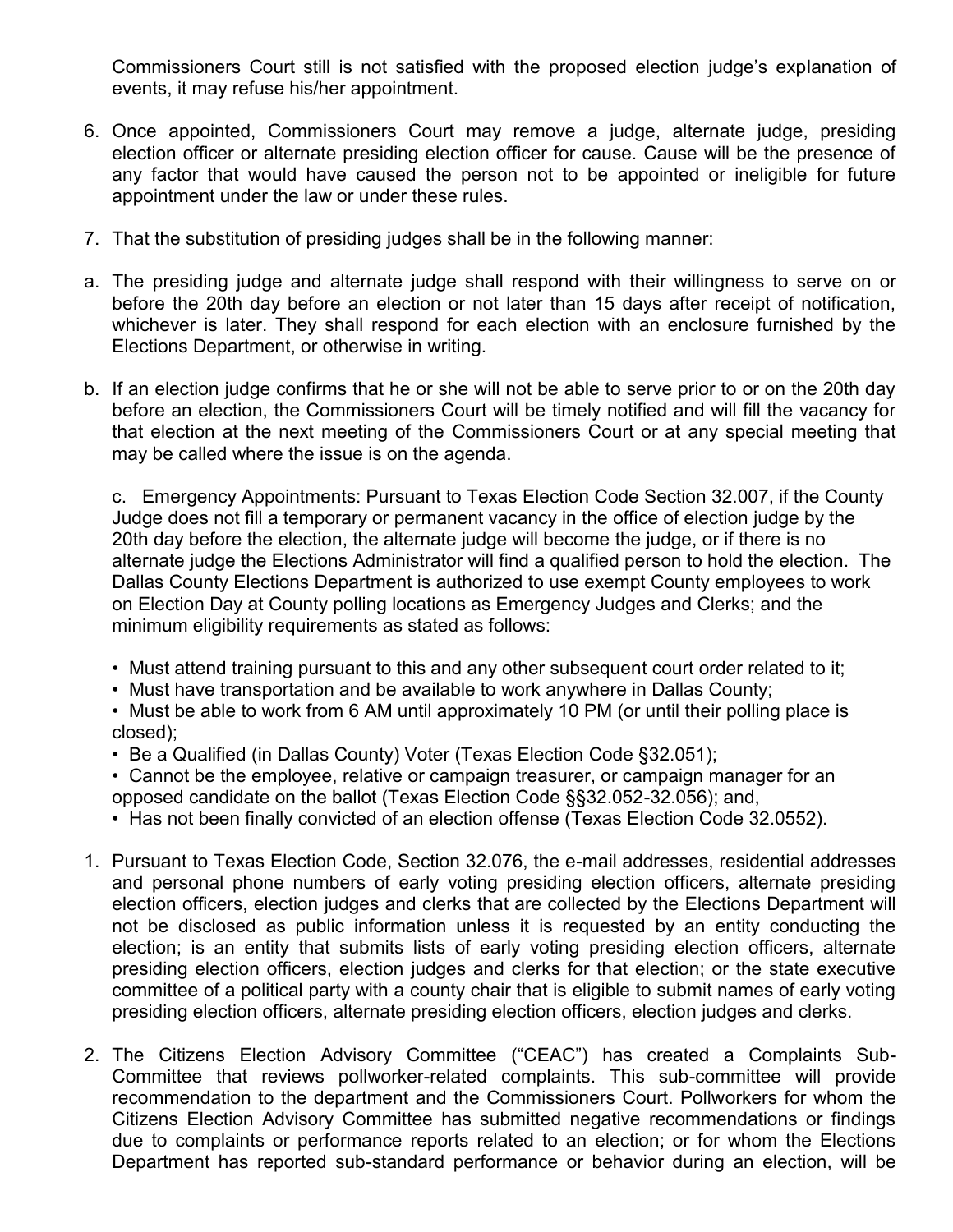Commissioners Court still is not satisfied with the proposed election judge's explanation of events, it may refuse his/her appointment.

6. Once appointed, Commissioners Court may remove a judge, alternate judge, presiding election officer or alternate presiding election officer for cause. Cause will be the presence of any factor that would have caused the person not to be appointed or ineligible for future appointment under the law or under these rules.

7. That the substitution of presiding judges shall be in the following manner:

a. The presiding judge and alternate judge shall respond with their willingness to serve on or before the 20th day before an election or not later than 15 days after receipt of notification, whichever is later. They shall respond for each election with an enclosure furnished by the Elections Department, or otherwise in writing.

b. If an election judge confirms that he or she will not be able to serve prior to or on the 20th day before an election, the Commissioners Court will be timely notified and will fill the vacancy for that election at the next meeting of the Commissioners Court or at any special meeting that may be called where the issue is on the agenda.

   c. Emergency Appointments: Pursuant to Texas Election Code Section 32.007, if the County Judge does not fill a temporary or permanent vacancy in the office of election judge by the 20th day before the election, the alternate judge will become the judge, or if there is no alternate judge the Elections Administrator will find a qualified person to hold the election. The Dallas County Elections Department is authorized to use exempt County employees to work on Election Day at County polling locations as Emergency Judges and Clerks; and the minimum eligibility requirements as stated as follows:

   - Must attend training pursuant to this and any other subsequent court order related to it;
   - Must have transportation and be available to work anywhere in Dallas County;
   - Must be able to work from 6 AM until approximately 10 PM (or until their polling place is closed);
   - Be a Qualified (in Dallas County) Voter (Texas Election Code §32.051);
   - Cannot be the employee, relative or campaign treasurer, or campaign manager for an opposed candidate on the ballot (Texas Election Code §§32.052-32.056); and,
   - Has not been finally convicted of an election offense (Texas Election Code 32.0552).

1. Pursuant to Texas Election Code, Section 32.076, the e-mail addresses, residential addresses and personal phone numbers of early voting presiding election officers, alternate presiding election officers, election judges and clerks that are collected by the Elections Department will not be disclosed as public information unless it is requested by an entity conducting the election; is an entity that submits lists of early voting presiding election officers, alternate presiding election officers, election judges and clerks for that election; or the state executive committee of a political party with a county chair that is eligible to submit names of early voting presiding election officers, alternate presiding election officers, election judges and clerks.

2. The Citizens Election Advisory Committee ("CEAC") has created a Complaints Sub-Committee that reviews pollworker-related complaints. This sub-committee will provide recommendation to the department and the Commissioners Court. Pollworkers for whom the Citizens Election Advisory Committee has submitted negative recommendations or findings due to complaints or performance reports related to an election; or for whom the Elections Department has reported sub-standard performance or behavior during an election, will be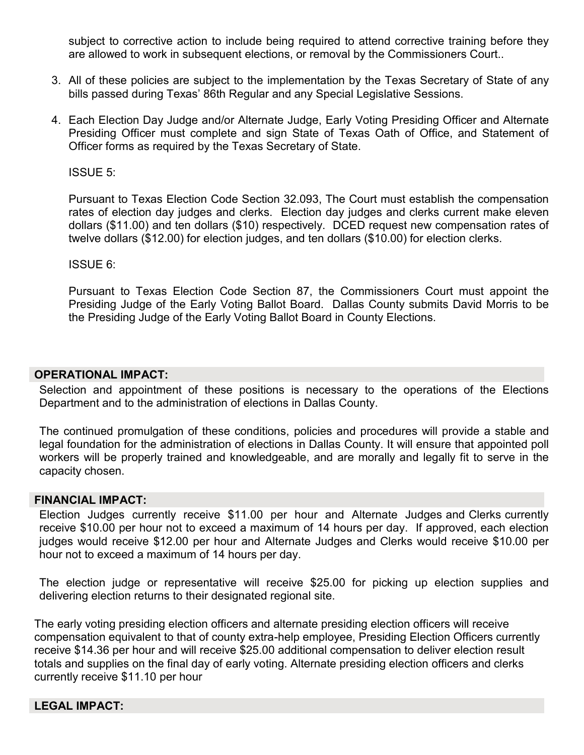subject to corrective action to include being required to attend corrective training before they are allowed to work in subsequent elections, or removal by the Commissioners Court..

3. All of these policies are subject to the implementation by the Texas Secretary of State of any bills passed during Texas' 86th Regular and any Special Legislative Sessions.

4. Each Election Day Judge and/or Alternate Judge, Early Voting Presiding Officer and Alternate Presiding Officer must complete and sign State of Texas Oath of Office, and Statement of Officer forms as required by the Texas Secretary of State.

   ISSUE 5:

   Pursuant to Texas Election Code Section 32.093, The Court must establish the compensation rates of election day judges and clerks. Election day judges and clerks current make eleven dollars ($11.00) and ten dollars ($10) respectively. DCED request new compensation rates of twelve dollars ($12.00) for election judges, and ten dollars ($10.00) for election clerks.

   ISSUE 6:

   Pursuant to Texas Election Code Section 87, the Commissioners Court must appoint the Presiding Judge of the Early Voting Ballot Board. Dallas County submits David Morris to be the Presiding Judge of the Early Voting Ballot Board in County Elections.

## OPERATIONAL IMPACT:

Selection and appointment of these positions is necessary to the operations of the Elections Department and to the administration of elections in Dallas County.

The continued promulgation of these conditions, policies and procedures will provide a stable and legal foundation for the administration of elections in Dallas County. It will ensure that appointed poll workers will be properly trained and knowledgeable, and are morally and legally fit to serve in the capacity chosen.

## FINANCIAL IMPACT:

Election Judges currently receive $11.00 per hour and Alternate Judges and Clerks currently receive $10.00 per hour not to exceed a maximum of 14 hours per day. If approved, each election judges would receive $12.00 per hour and Alternate Judges and Clerks would receive $10.00 per hour not to exceed a maximum of 14 hours per day.

The election judge or representative will receive $25.00 for picking up election supplies and delivering election returns to their designated regional site.

The early voting presiding election officers and alternate presiding election officers will receive compensation equivalent to that of county extra-help employee, Presiding Election Officers currently receive $14.36 per hour and will receive $25.00 additional compensation to deliver election result totals and supplies on the final day of early voting. Alternate presiding election officers and clerks currently receive $11.10 per hour

## LEGAL IMPACT: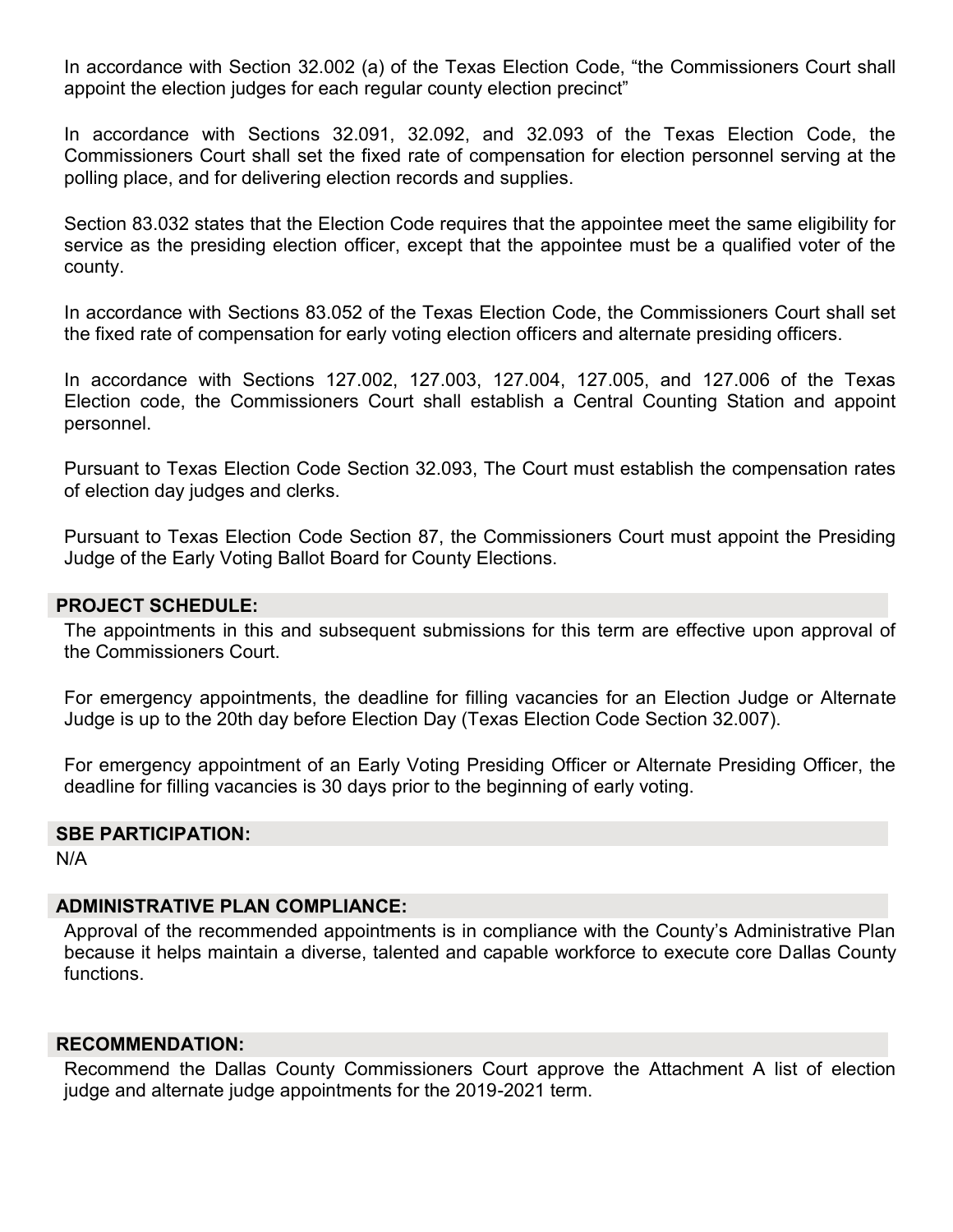In accordance with Section 32.002 (a) of the Texas Election Code, "the Commissioners Court shall appoint the election judges for each regular county election precinct"

In accordance with Sections 32.091, 32.092, and 32.093 of the Texas Election Code, the Commissioners Court shall set the fixed rate of compensation for election personnel serving at the polling place, and for delivering election records and supplies.

Section 83.032 states that the Election Code requires that the appointee meet the same eligibility for service as the presiding election officer, except that the appointee must be a qualified voter of the county.

In accordance with Sections 83.052 of the Texas Election Code, the Commissioners Court shall set the fixed rate of compensation for early voting election officers and alternate presiding officers.

In accordance with Sections 127.002, 127.003, 127.004, 127.005, and 127.006 of the Texas Election code, the Commissioners Court shall establish a Central Counting Station and appoint personnel.

Pursuant to Texas Election Code Section 32.093, The Court must establish the compensation rates of election day judges and clerks.

Pursuant to Texas Election Code Section 87, the Commissioners Court must appoint the Presiding Judge of the Early Voting Ballot Board for County Elections.

## PROJECT SCHEDULE:

The appointments in this and subsequent submissions for this term are effective upon approval of the Commissioners Court.

For emergency appointments, the deadline for filling vacancies for an Election Judge or Alternate Judge is up to the 20th day before Election Day (Texas Election Code Section 32.007).

For emergency appointment of an Early Voting Presiding Officer or Alternate Presiding Officer, the deadline for filling vacancies is 30 days prior to the beginning of early voting.

## SBE PARTICIPATION:

N/A

## ADMINISTRATIVE PLAN COMPLIANCE:

Approval of the recommended appointments is in compliance with the County's Administrative Plan because it helps maintain a diverse, talented and capable workforce to execute core Dallas County functions.

## RECOMMENDATION:

Recommend the Dallas County Commissioners Court approve the Attachment A list of election judge and alternate judge appointments for the 2019-2021 term.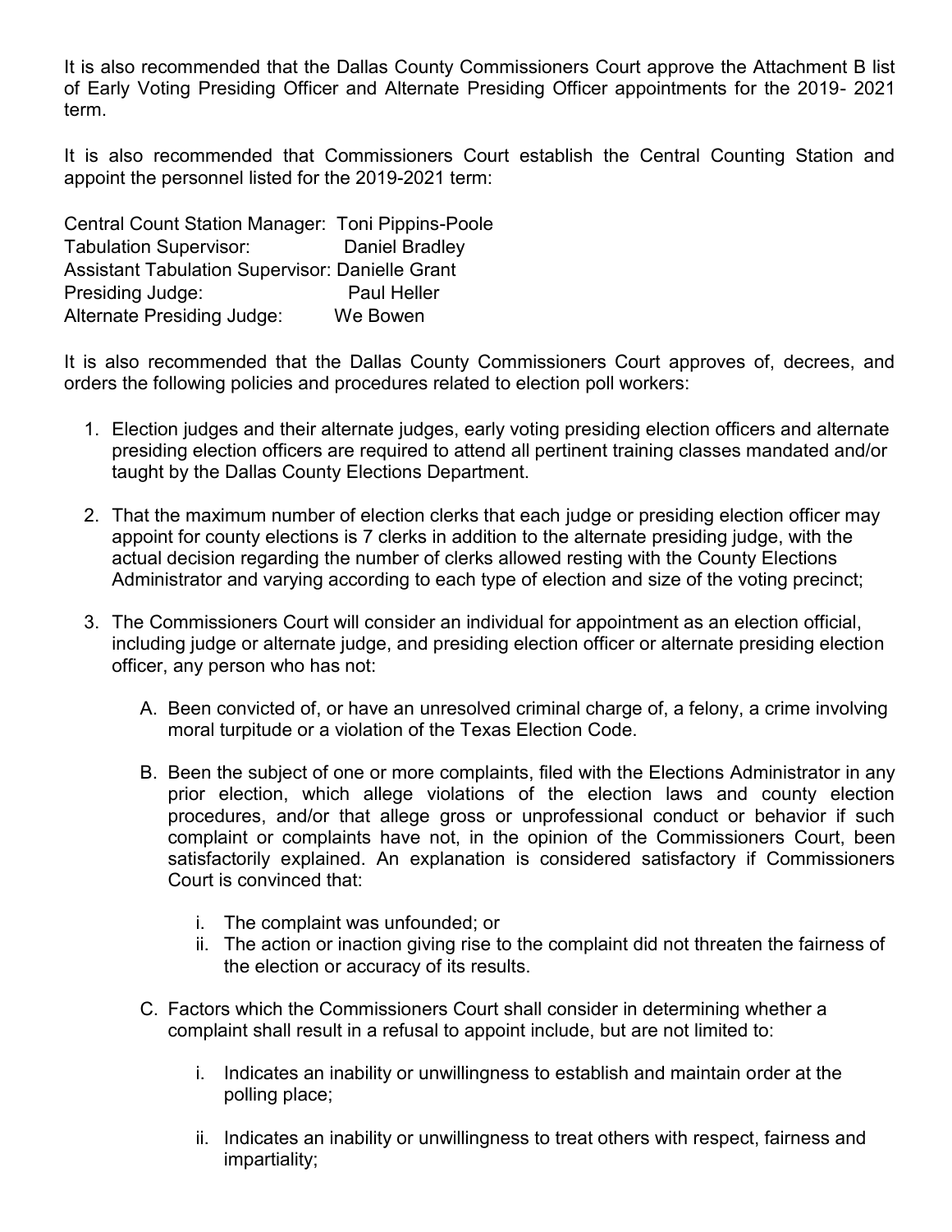It is also recommended that the Dallas County Commissioners Court approve the Attachment B list of Early Voting Presiding Officer and Alternate Presiding Officer appointments for the 2019- 2021 term.

It is also recommended that Commissioners Court establish the Central Counting Station and appoint the personnel listed for the 2019-2021 term:

Central Count Station Manager: Toni Pippins-Poole
Tabulation Supervisor: Daniel Bradley
Assistant Tabulation Supervisor: Danielle Grant
Presiding Judge: Paul Heller
Alternate Presiding Judge: We Bowen

It is also recommended that the Dallas County Commissioners Court approves of, decrees, and orders the following policies and procedures related to election poll workers:

1. Election judges and their alternate judges, early voting presiding election officers and alternate presiding election officers are required to attend all pertinent training classes mandated and/or taught by the Dallas County Elections Department.

2. That the maximum number of election clerks that each judge or presiding election officer may appoint for county elections is 7 clerks in addition to the alternate presiding judge, with the actual decision regarding the number of clerks allowed resting with the County Elections Administrator and varying according to each type of election and size of the voting precinct;

3. The Commissioners Court will consider an individual for appointment as an election official, including judge or alternate judge, and presiding election officer or alternate presiding election officer, any person who has not:

    A. Been convicted of, or have an unresolved criminal charge of, a felony, a crime involving moral turpitude or a violation of the Texas Election Code.

    B. Been the subject of one or more complaints, filed with the Elections Administrator in any prior election, which allege violations of the election laws and county election procedures, and/or that allege gross or unprofessional conduct or behavior if such complaint or complaints have not, in the opinion of the Commissioners Court, been satisfactorily explained. An explanation is considered satisfactory if Commissioners Court is convinced that:

        i. The complaint was unfounded; or
        ii. The action or inaction giving rise to the complaint did not threaten the fairness of the election or accuracy of its results.

    C. Factors which the Commissioners Court shall consider in determining whether a complaint shall result in a refusal to appoint include, but are not limited to:

        i. Indicates an inability or unwillingness to establish and maintain order at the polling place;

        ii. Indicates an inability or unwillingness to treat others with respect, fairness and impartiality;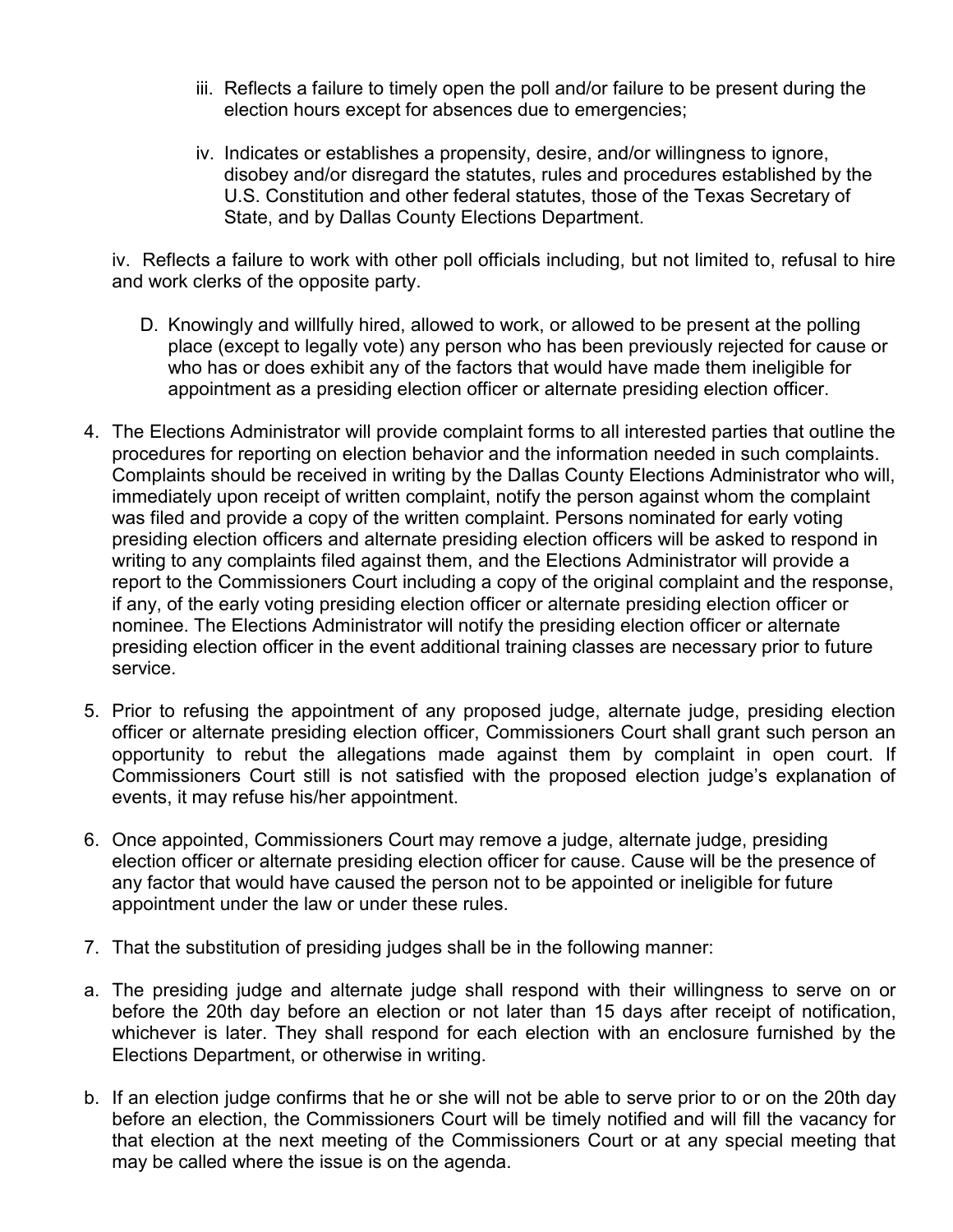iii. Reflects a failure to timely open the poll and/or failure to be present during the election hours except for absences due to emergencies;

iv. Indicates or establishes a propensity, desire, and/or willingness to ignore, disobey and/or disregard the statutes, rules and procedures established by the U.S. Constitution and other federal statutes, those of the Texas Secretary of State, and by Dallas County Elections Department.

iv. Reflects a failure to work with other poll officials including, but not limited to, refusal to hire and work clerks of the opposite party.

D. Knowingly and willfully hired, allowed to work, or allowed to be present at the polling place (except to legally vote) any person who has been previously rejected for cause or who has or does exhibit any of the factors that would have made them ineligible for appointment as a presiding election officer or alternate presiding election officer.

4. The Elections Administrator will provide complaint forms to all interested parties that outline the procedures for reporting on election behavior and the information needed in such complaints. Complaints should be received in writing by the Dallas County Elections Administrator who will, immediately upon receipt of written complaint, notify the person against whom the complaint was filed and provide a copy of the written complaint. Persons nominated for early voting presiding election officers and alternate presiding election officers will be asked to respond in writing to any complaints filed against them, and the Elections Administrator will provide a report to the Commissioners Court including a copy of the original complaint and the response, if any, of the early voting presiding election officer or alternate presiding election officer or nominee. The Elections Administrator will notify the presiding election officer or alternate presiding election officer in the event additional training classes are necessary prior to future service.

5. Prior to refusing the appointment of any proposed judge, alternate judge, presiding election officer or alternate presiding election officer, Commissioners Court shall grant such person an opportunity to rebut the allegations made against them by complaint in open court. If Commissioners Court still is not satisfied with the proposed election judge's explanation of events, it may refuse his/her appointment.

6. Once appointed, Commissioners Court may remove a judge, alternate judge, presiding election officer or alternate presiding election officer for cause. Cause will be the presence of any factor that would have caused the person not to be appointed or ineligible for future appointment under the law or under these rules.

7. That the substitution of presiding judges shall be in the following manner:

a. The presiding judge and alternate judge shall respond with their willingness to serve on or before the 20th day before an election or not later than 15 days after receipt of notification, whichever is later. They shall respond for each election with an enclosure furnished by the Elections Department, or otherwise in writing.

b. If an election judge confirms that he or she will not be able to serve prior to or on the 20th day before an election, the Commissioners Court will be timely notified and will fill the vacancy for that election at the next meeting of the Commissioners Court or at any special meeting that may be called where the issue is on the agenda.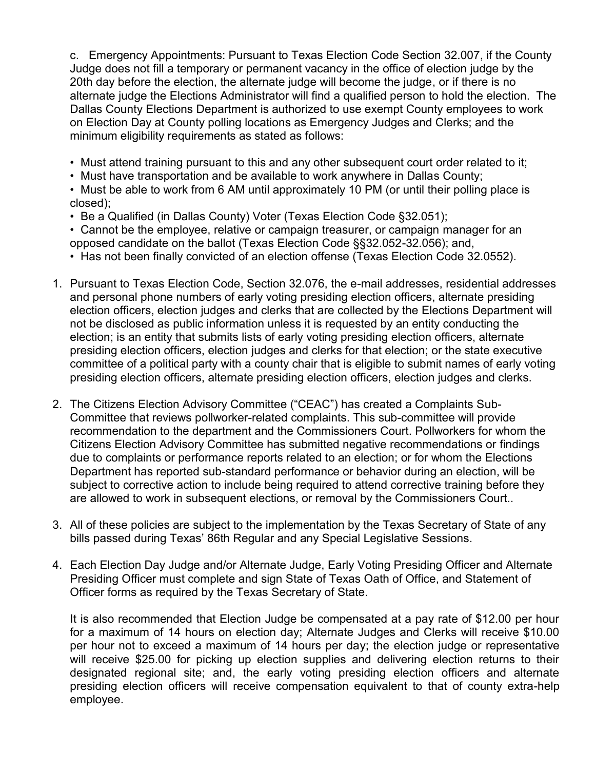c. Emergency Appointments: Pursuant to Texas Election Code Section 32.007, if the County Judge does not fill a temporary or permanent vacancy in the office of election judge by the 20th day before the election, the alternate judge will become the judge, or if there is no alternate judge the Elections Administrator will find a qualified person to hold the election. The Dallas County Elections Department is authorized to use exempt County employees to work on Election Day at County polling locations as Emergency Judges and Clerks; and the minimum eligibility requirements as stated as follows:

- Must attend training pursuant to this and any other subsequent court order related to it;
- Must have transportation and be available to work anywhere in Dallas County;
- Must be able to work from 6 AM until approximately 10 PM (or until their polling place is closed);
- Be a Qualified (in Dallas County) Voter (Texas Election Code §32.051);
- Cannot be the employee, relative or campaign treasurer, or campaign manager for an opposed candidate on the ballot (Texas Election Code §§32.052-32.056); and,
- Has not been finally convicted of an election offense (Texas Election Code 32.0552).

1. Pursuant to Texas Election Code, Section 32.076, the e-mail addresses, residential addresses and personal phone numbers of early voting presiding election officers, alternate presiding election officers, election judges and clerks that are collected by the Elections Department will not be disclosed as public information unless it is requested by an entity conducting the election; is an entity that submits lists of early voting presiding election officers, alternate presiding election officers, election judges and clerks for that election; or the state executive committee of a political party with a county chair that is eligible to submit names of early voting presiding election officers, alternate presiding election officers, election judges and clerks.

2. The Citizens Election Advisory Committee ("CEAC") has created a Complaints Sub-Committee that reviews pollworker-related complaints. This sub-committee will provide recommendation to the department and the Commissioners Court. Pollworkers for whom the Citizens Election Advisory Committee has submitted negative recommendations or findings due to complaints or performance reports related to an election; or for whom the Elections Department has reported sub-standard performance or behavior during an election, will be subject to corrective action to include being required to attend corrective training before they are allowed to work in subsequent elections, or removal by the Commissioners Court..

3. All of these policies are subject to the implementation by the Texas Secretary of State of any bills passed during Texas' 86th Regular and any Special Legislative Sessions.

4. Each Election Day Judge and/or Alternate Judge, Early Voting Presiding Officer and Alternate Presiding Officer must complete and sign State of Texas Oath of Office, and Statement of Officer forms as required by the Texas Secretary of State.

   It is also recommended that Election Judge be compensated at a pay rate of $12.00 per hour for a maximum of 14 hours on election day; Alternate Judges and Clerks will receive $10.00 per hour not to exceed a maximum of 14 hours per day; the election judge or representative will receive $25.00 for picking up election supplies and delivering election returns to their designated regional site; and, the early voting presiding election officers and alternate presiding election officers will receive compensation equivalent to that of county extra-help employee.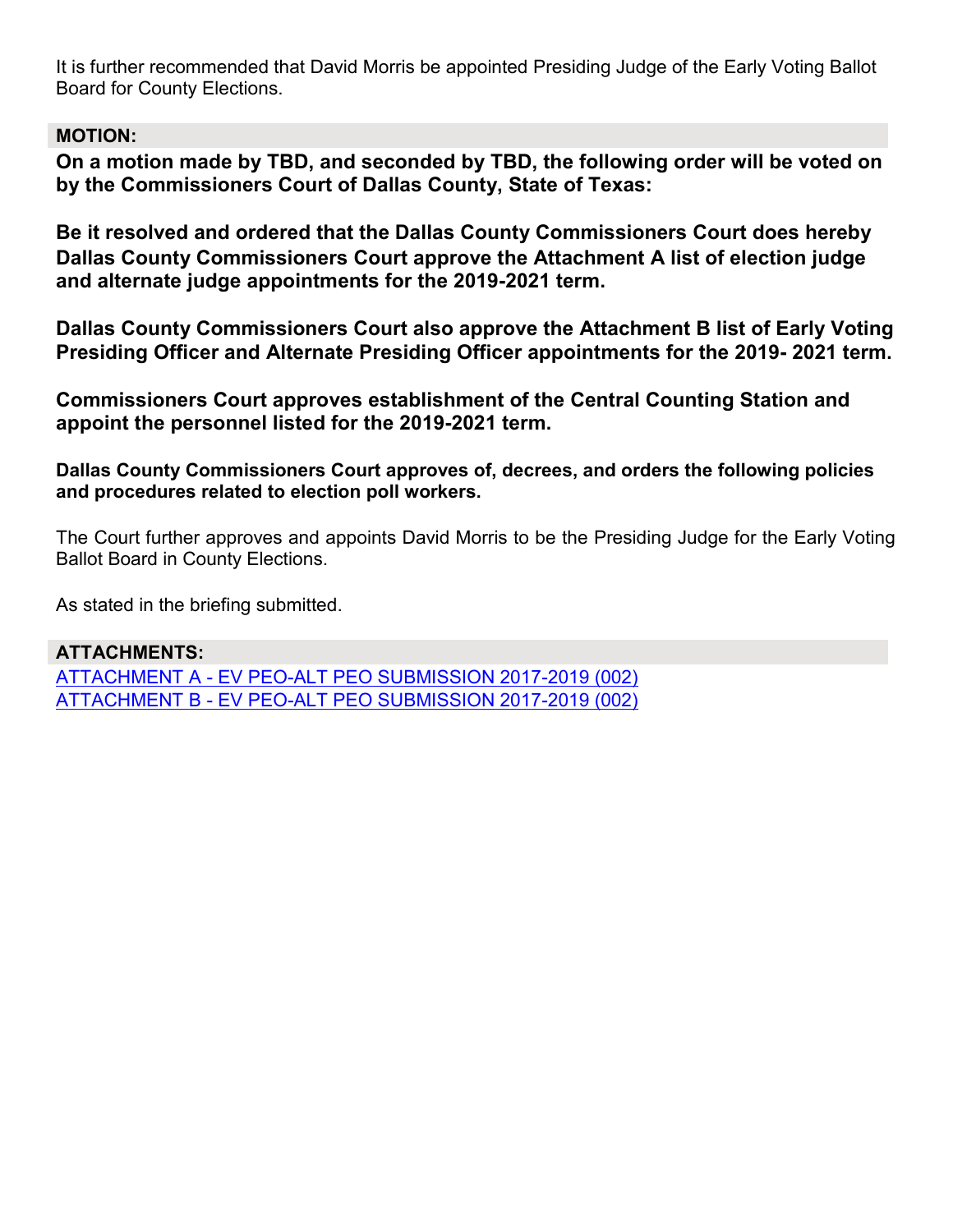It is further recommended that David Morris be appointed Presiding Judge of the Early Voting Ballot Board for County Elections.

**MOTION:**

**On a motion made by TBD, and seconded by TBD, the following order will be voted on by the Commissioners Court of Dallas County, State of Texas:**

**Be it resolved and ordered that the Dallas County Commissioners Court does hereby Dallas County Commissioners Court approve the Attachment A list of election judge and alternate judge appointments for the 2019-2021 term.**

**Dallas County Commissioners Court also approve the Attachment B list of Early Voting Presiding Officer and Alternate Presiding Officer appointments for the 2019- 2021 term.**

**Commissioners Court approves establishment of the Central Counting Station and appoint the personnel listed for the 2019-2021 term.**

**Dallas County Commissioners Court approves of, decrees, and orders the following policies and procedures related to election poll workers.**

The Court further approves and appoints David Morris to be the Presiding Judge for the Early Voting Ballot Board in County Elections.

As stated in the briefing submitted.

**ATTACHMENTS:**

ATTACHMENT A - EV PEO-ALT PEO SUBMISSION 2017-2019 (002)
ATTACHMENT B - EV PEO-ALT PEO SUBMISSION 2017-2019 (002)